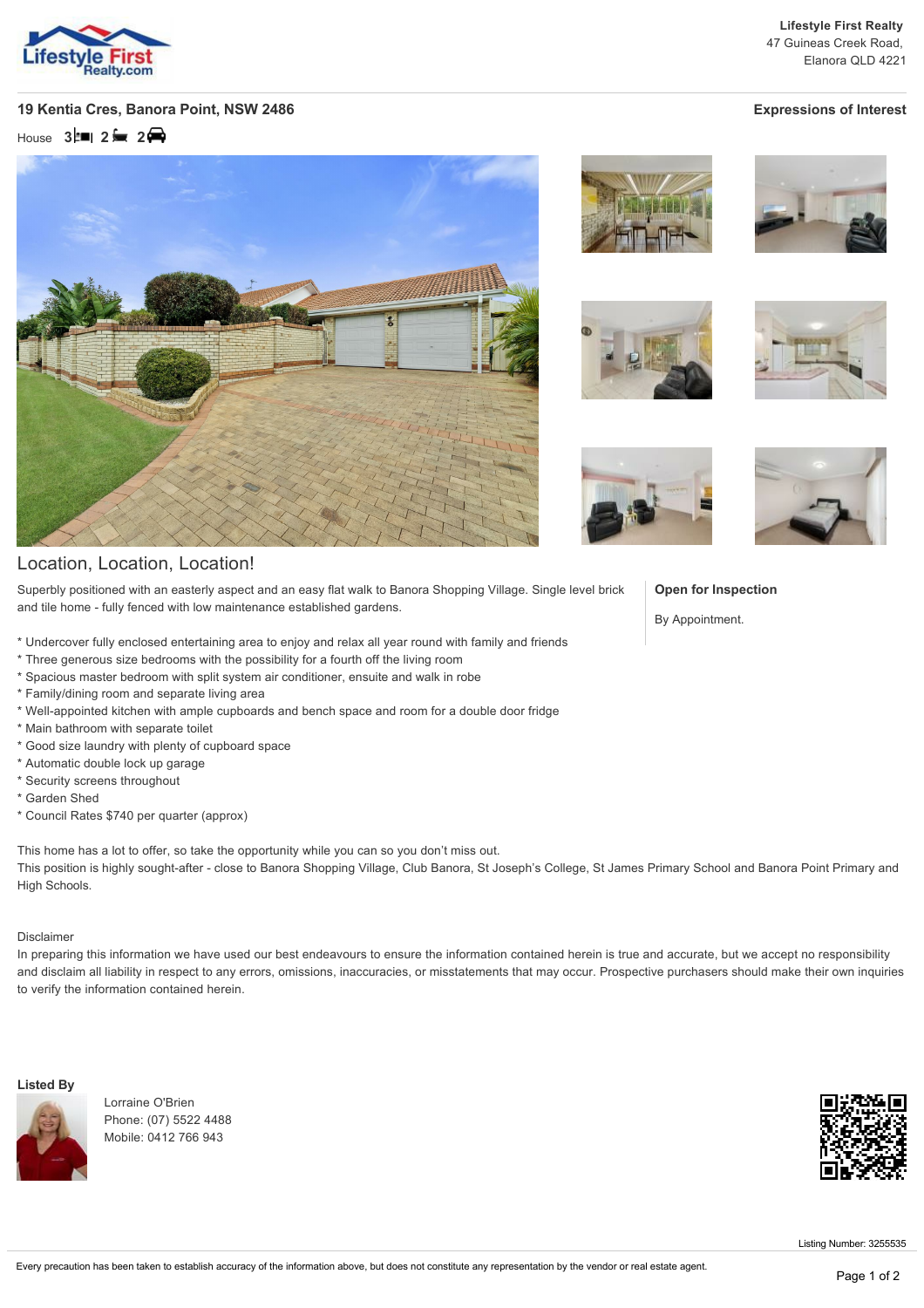**Lifestyle First Realty**
47 Guineas Creek Road,
Elanora QLD 4221

## 19 Kentia Cres, Banora Point, NSW 2486

**Expressions of Interest**

House 3 2 2

## Location, Location, Location!

Superbly positioned with an easterly aspect and an easy flat walk to Banora Shopping Village. Single level brick and tile home - fully fenced with low maintenance established gardens.

* Undercover fully enclosed entertaining area to enjoy and relax all year round with family and friends
* Three generous size bedrooms with the possibility for a fourth off the living room
* Spacious master bedroom with split system air conditioner, ensuite and walk in robe
* Family/dining room and separate living area
* Well-appointed kitchen with ample cupboards and bench space and room for a double door fridge
* Main bathroom with separate toilet
* Good size laundry with plenty of cupboard space
* Automatic double lock up garage
* Security screens throughout
* Garden Shed
* Council Rates $740 per quarter (approx)

This home has a lot to offer, so take the opportunity while you can so you don't miss out.
This position is highly sought-after - close to Banora Shopping Village, Club Banora, St Joseph's College, St James Primary School and Banora Point Primary and High Schools.

Disclaimer
In preparing this information we have used our best endeavours to ensure the information contained herein is true and accurate, but we accept no responsibility and disclaim all liability in respect to any errors, omissions, inaccuracies, or misstatements that may occur. Prospective purchasers should make their own inquiries to verify the information contained herein.

**Open for Inspection**

By Appointment.

**Listed By**

Lorraine O'Brien
Phone: (07) 5522 4488
Mobile: 0412 766 943

Listing Number: 3255535

Every precaution has been taken to establish accuracy of the information above, but does not constitute any representation by the vendor or real estate agent.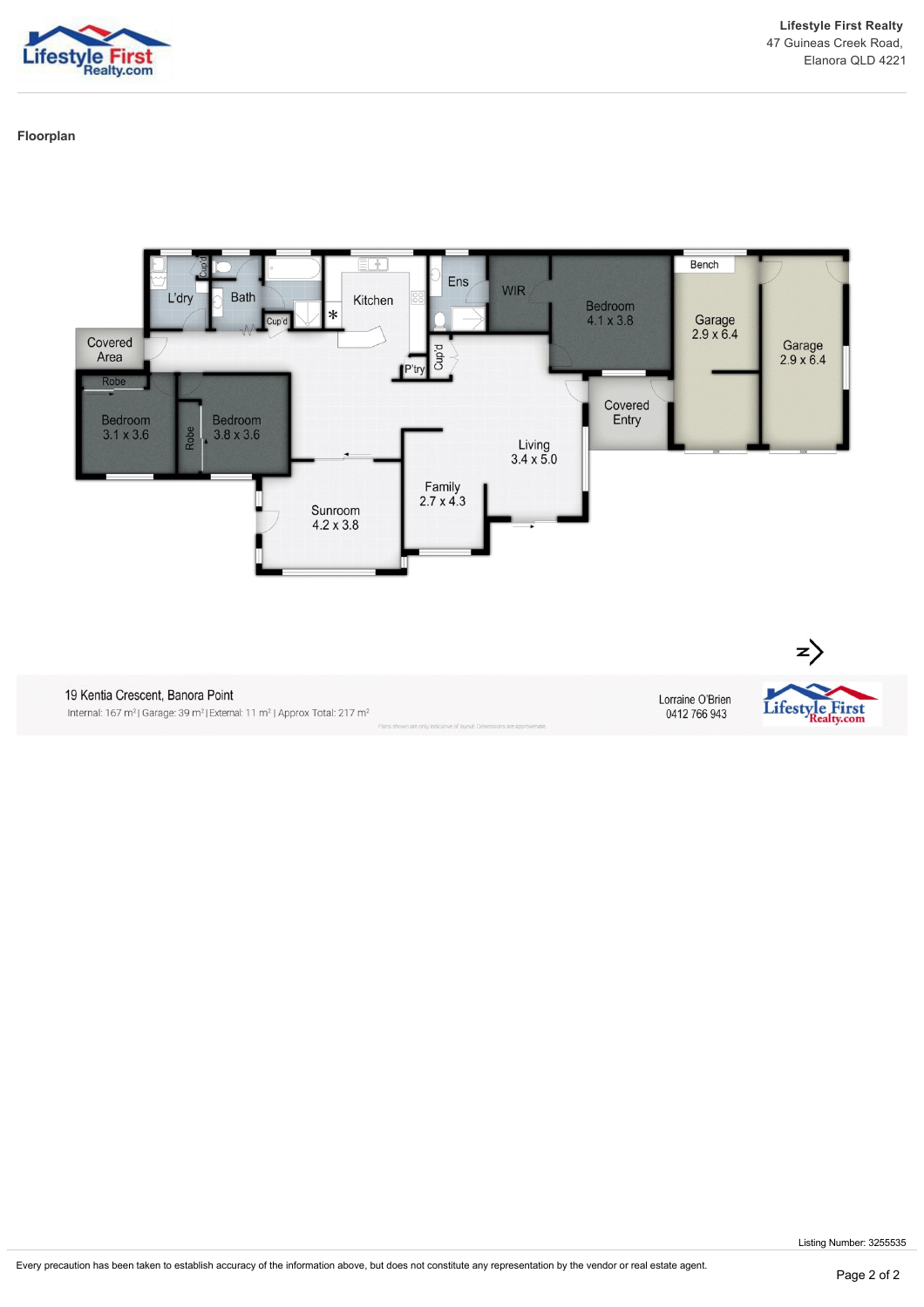## Floorplan

Covered Area

L'dry

Cup'd

Bath

Cup'd

Kitchen

Ens

WIR

Bedroom
4.1 x 3.8

Bench

Garage
2.9 x 6.4

Garage
2.9 x 6.4

Robe

Bedroom
3.1 x 3.6

Robe

Bedroom
3.8 x 3.6

P'try

Cup'd

Covered Entry

Living
3.4 x 5.0

Family
2.7 x 4.3

Sunroom
4.2 x 3.8

19 Kentia Crescent, Banora Point

Internal: 167 m² | Garage: 39 m² | External: 11 m² | Approx Total: 217 m²

Plans shown are only indicative of layout. Dimensions are approximate.

Lorraine O'Brien
0412 766 943

Listing Number: 3255535

Every precaution has been taken to establish accuracy of the information above, but does not constitute any representation by the vendor or real estate agent.